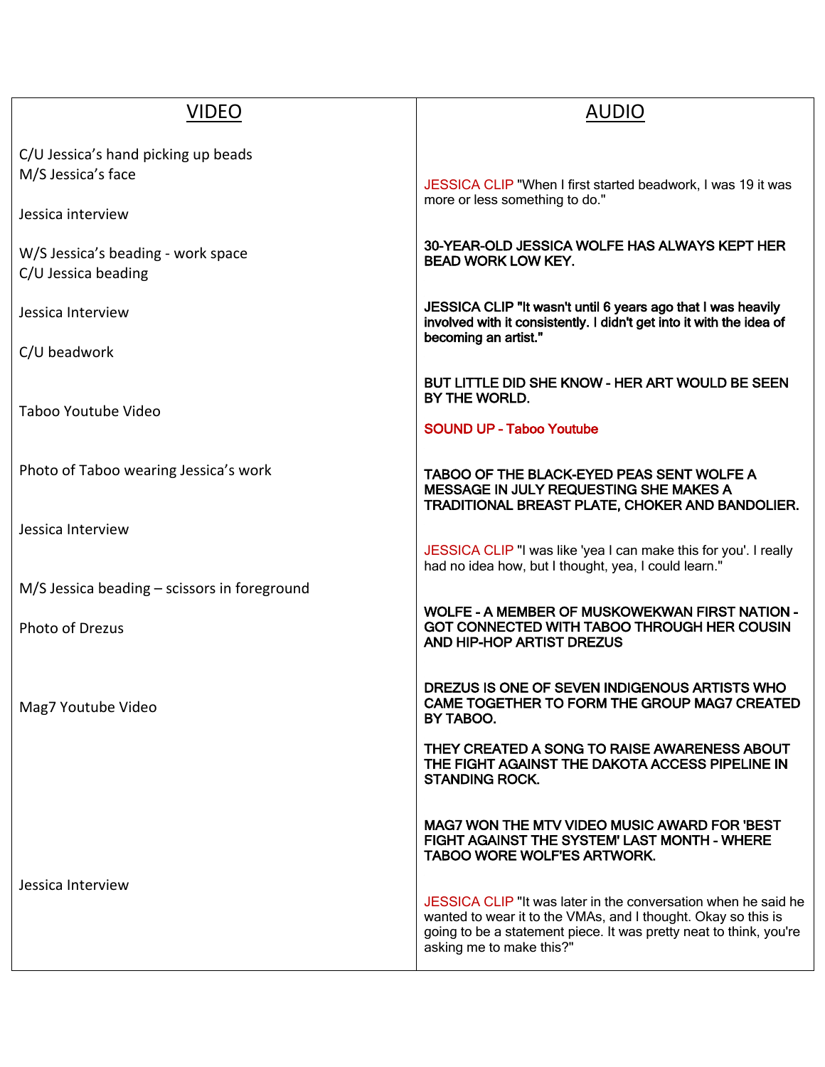| VIDEO | AUDIO |
| --- | --- |
| C/U Jessica's hand picking up beads<br>M/S Jessica's face | |
| Jessica interview | JESSICA CLIP "When I first started beadwork, I was 19 it was more or less something to do." |
| W/S Jessica's beading - work space<br>C/U Jessica beading | **30-YEAR-OLD JESSICA WOLFE HAS ALWAYS KEPT HER BEAD WORK LOW KEY.** |
| Jessica Interview | **JESSICA CLIP "It wasn't until 6 years ago that I was heavily involved with it consistently. I didn't get into it with the idea of becoming an artist."** |
| C/U beadwork | **BUT LITTLE DID SHE KNOW - HER ART WOULD BE SEEN BY THE WORLD.** |
| Taboo Youtube Video | **SOUND UP - Taboo Youtube** |
| Photo of Taboo wearing Jessica's work | **TABOO OF THE BLACK-EYED PEAS SENT WOLFE A MESSAGE IN JULY REQUESTING SHE MAKES A TRADITIONAL BREAST PLATE, CHOKER AND BANDOLIER.** |
| Jessica Interview | JESSICA CLIP "I was like 'yea I can make this for you'. I really had no idea how, but I thought, yea, I could learn." |
| M/S Jessica beading – scissors in foreground | |
| Photo of Drezus | **WOLFE - A MEMBER OF MUSKOWEKWAN FIRST NATION - GOT CONNECTED WITH TABOO THROUGH HER COUSIN AND HIP-HOP ARTIST DREZUS** |
| Mag7 Youtube Video | **DREZUS IS ONE OF SEVEN INDIGENOUS ARTISTS WHO CAME TOGETHER TO FORM THE GROUP MAG7 CREATED BY TABOO.**<br><br>**THEY CREATED A SONG TO RAISE AWARENESS ABOUT THE FIGHT AGAINST THE DAKOTA ACCESS PIPELINE IN STANDING ROCK.**<br><br>**MAG7 WON THE MTV VIDEO MUSIC AWARD FOR 'BEST FIGHT AGAINST THE SYSTEM' LAST MONTH - WHERE TABOO WORE WOLF'ES ARTWORK.** |
| Jessica Interview | JESSICA CLIP "It was later in the conversation when he said he wanted to wear it to the VMAs, and I thought. Okay so this is going to be a statement piece. It was pretty neat to think, you're asking me to make this?" |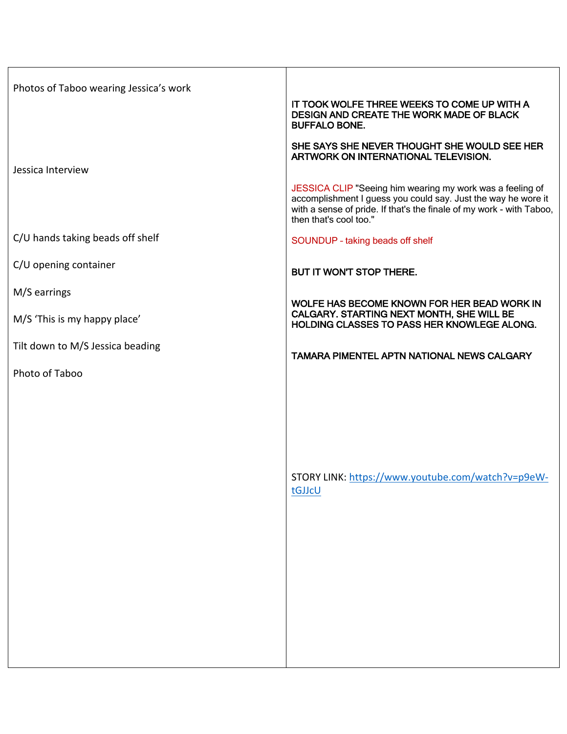| | |
|---|---|
| Photos of Taboo wearing Jessica's work | IT TOOK WOLFE THREE WEEKS TO COME UP WITH A DESIGN AND CREATE THE WORK MADE OF BLACK BUFFALO BONE.<br><br>SHE SAYS SHE NEVER THOUGHT SHE WOULD SEE HER ARTWORK ON INTERNATIONAL TELEVISION. |
| Jessica Interview | JESSICA CLIP "Seeing him wearing my work was a feeling of accomplishment I guess you could say. Just the way he wore it with a sense of pride. If that's the finale of my work - with Taboo, then that's cool too." |
| C/U hands taking beads off shelf | SOUNDUP - taking beads off shelf |
| C/U opening container | BUT IT WON'T STOP THERE. |
| M/S earrings<br><br>M/S 'This is my happy place' | WOLFE HAS BECOME KNOWN FOR HER BEAD WORK IN CALGARY. STARTING NEXT MONTH, SHE WILL BE HOLDING CLASSES TO PASS HER KNOWLEGE ALONG. |
| Tilt down to M/S Jessica beading | TAMARA PIMENTEL APTN NATIONAL NEWS CALGARY |
| Photo of Taboo | |
| | STORY LINK: https://www.youtube.com/watch?v=p9eW-tGJJcU |